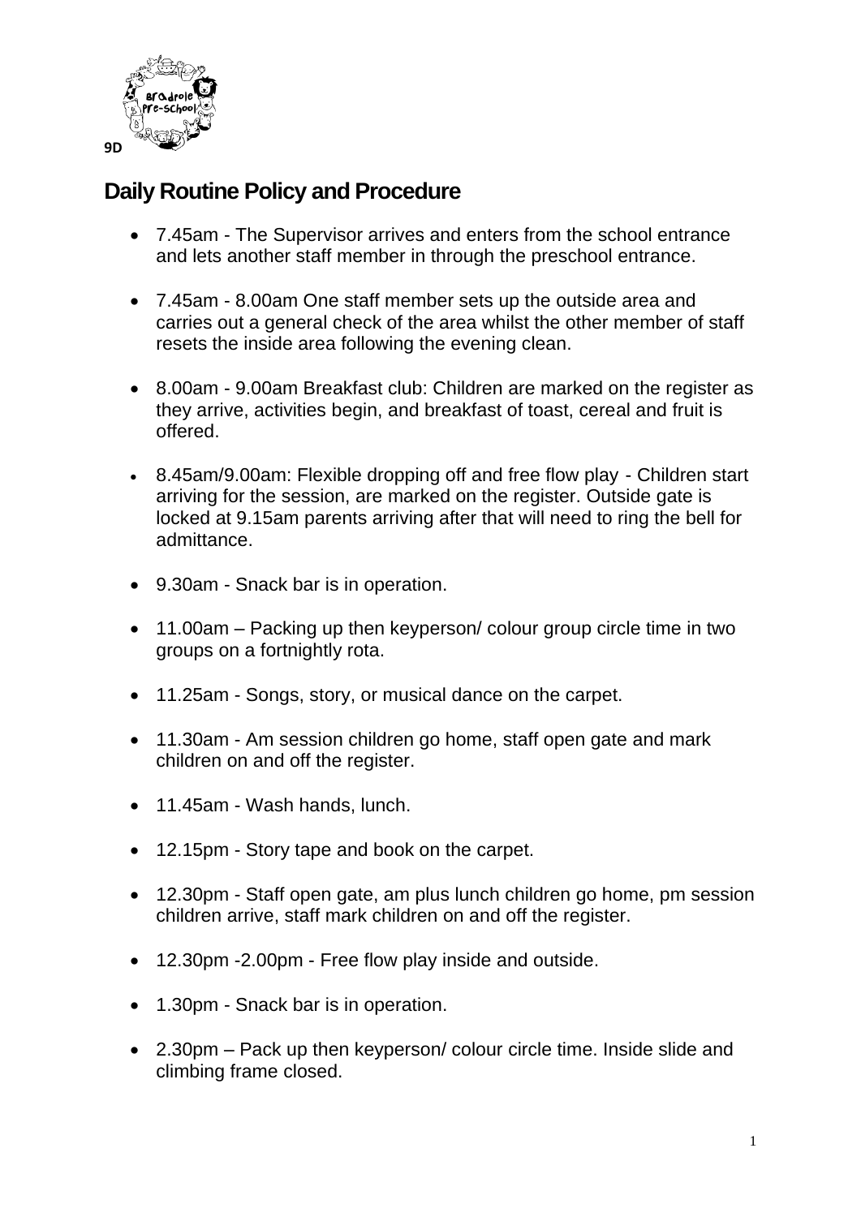9D

# Daily Routine Policy and Procedure

- 7.45am - The Supervisor arrives and enters from the school entrance and lets another staff member in through the preschool entrance.
- 7.45am - 8.00am One staff member sets up the outside area and carries out a general check of the area whilst the other member of staff resets the inside area following the evening clean.
- 8.00am - 9.00am Breakfast club: Children are marked on the register as they arrive, activities begin, and breakfast of toast, cereal and fruit is offered.
- 8.45am/9.00am: Flexible dropping off and free flow play - Children start arriving for the session, are marked on the register. Outside gate is locked at 9.15am parents arriving after that will need to ring the bell for admittance.
- 9.30am - Snack bar is in operation.
- 11.00am – Packing up then keyperson/ colour group circle time in two groups on a fortnightly rota.
- 11.25am - Songs, story, or musical dance on the carpet.
- 11.30am - Am session children go home, staff open gate and mark children on and off the register.
- 11.45am - Wash hands, lunch.
- 12.15pm - Story tape and book on the carpet.
- 12.30pm - Staff open gate, am plus lunch children go home, pm session children arrive, staff mark children on and off the register.
- 12.30pm -2.00pm - Free flow play inside and outside.
- 1.30pm - Snack bar is in operation.
- 2.30pm – Pack up then keyperson/ colour circle time. Inside slide and climbing frame closed.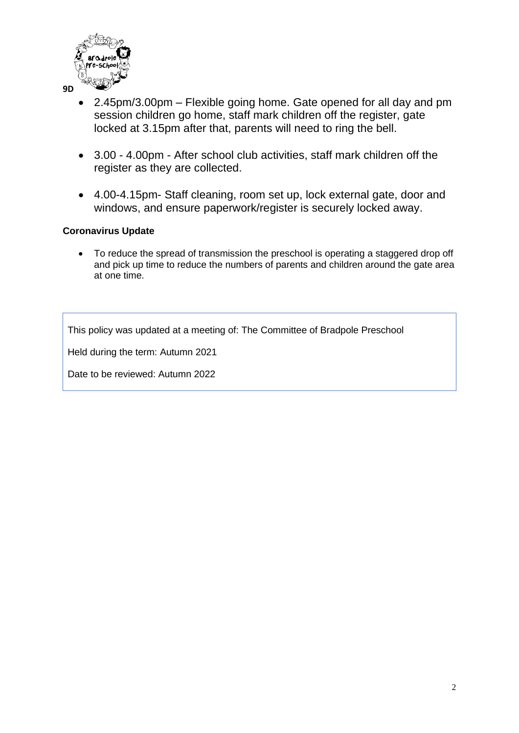9D

- 2.45pm/3.00pm – Flexible going home. Gate opened for all day and pm session children go home, staff mark children off the register, gate locked at 3.15pm after that, parents will need to ring the bell.

- 3.00 - 4.00pm - After school club activities, staff mark children off the register as they are collected.

- 4.00-4.15pm- Staff cleaning, room set up, lock external gate, door and windows, and ensure paperwork/register is securely locked away.

**Coronavirus Update**

- To reduce the spread of transmission the preschool is operating a staggered drop off and pick up time to reduce the numbers of parents and children around the gate area at one time.

This policy was updated at a meeting of: The Committee of Bradpole Preschool

Held during the term: Autumn 2021

Date to be reviewed: Autumn 2022